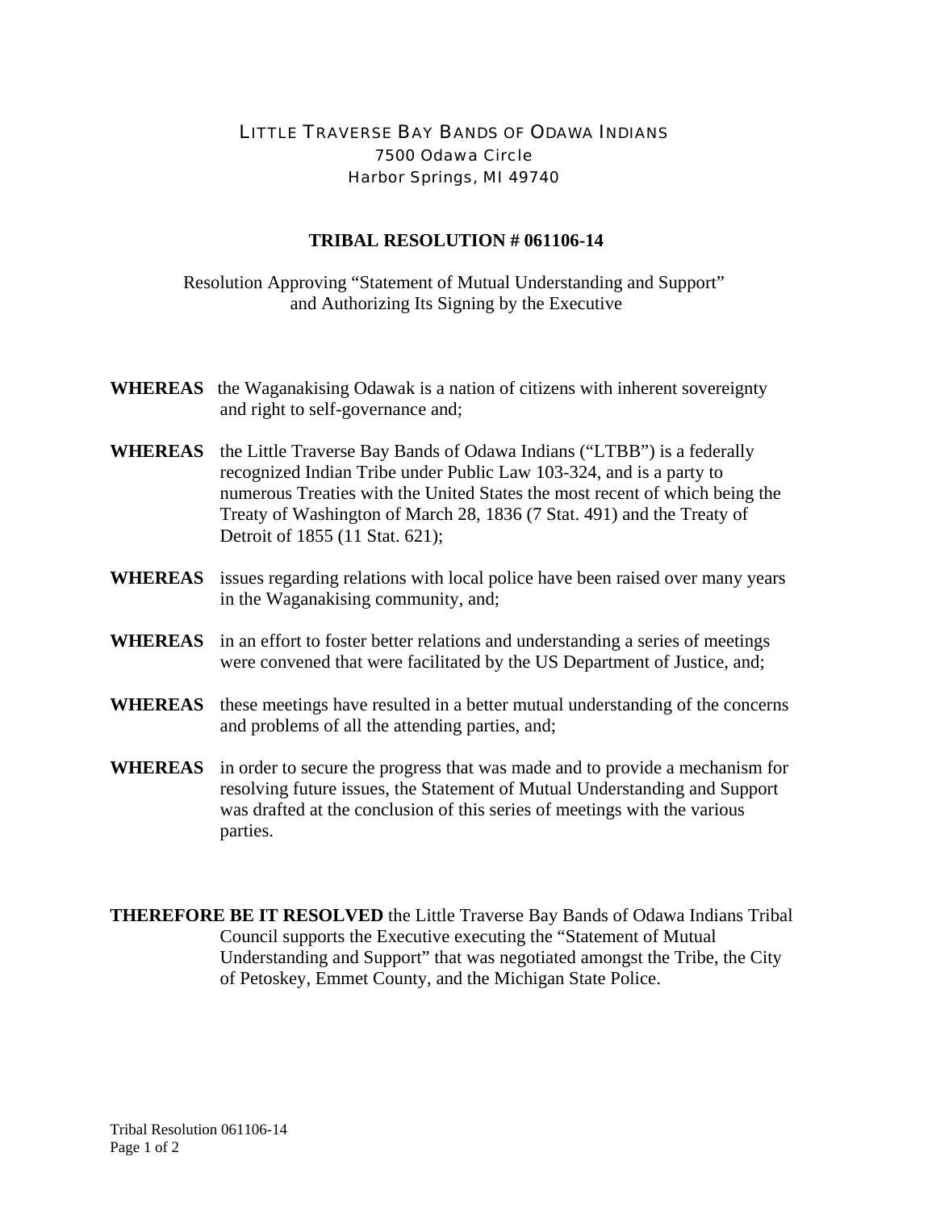LITTLE TRAVERSE BAY BANDS OF ODAWA INDIANS
7500 Odawa Circle
Harbor Springs, MI 49740

**TRIBAL RESOLUTION # 061106-14**

Resolution Approving "Statement of Mutual Understanding and Support" and Authorizing Its Signing by the Executive

**WHEREAS** the Waganakising Odawak is a nation of citizens with inherent sovereignty and right to self-governance and;

**WHEREAS** the Little Traverse Bay Bands of Odawa Indians ("LTBB") is a federally recognized Indian Tribe under Public Law 103-324, and is a party to numerous Treaties with the United States the most recent of which being the Treaty of Washington of March 28, 1836 (7 Stat. 491) and the Treaty of Detroit of 1855 (11 Stat. 621);

**WHEREAS** issues regarding relations with local police have been raised over many years in the Waganakising community, and;

**WHEREAS** in an effort to foster better relations and understanding a series of meetings were convened that were facilitated by the US Department of Justice, and;

**WHEREAS** these meetings have resulted in a better mutual understanding of the concerns and problems of all the attending parties, and;

**WHEREAS** in order to secure the progress that was made and to provide a mechanism for resolving future issues, the Statement of Mutual Understanding and Support was drafted at the conclusion of this series of meetings with the various parties.

**THEREFORE BE IT RESOLVED** the Little Traverse Bay Bands of Odawa Indians Tribal Council supports the Executive executing the "Statement of Mutual Understanding and Support" that was negotiated amongst the Tribe, the City of Petoskey, Emmet County, and the Michigan State Police.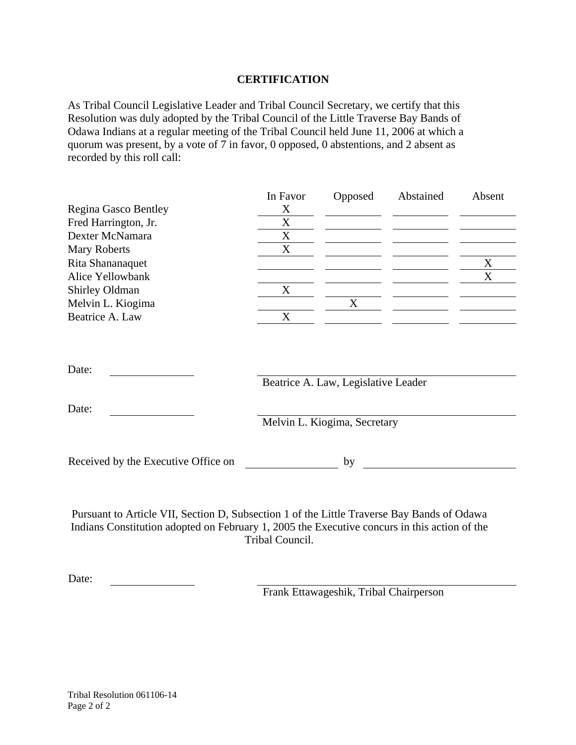**CERTIFICATION**

As Tribal Council Legislative Leader and Tribal Council Secretary, we certify that this Resolution was duly adopted by the Tribal Council of the Little Traverse Bay Bands of Odawa Indians at a regular meeting of the Tribal Council held June 11, 2006 at which a quorum was present, by a vote of 7 in favor, 0 opposed, 0 abstentions, and 2 absent as recorded by this roll call:

| | In Favor | Opposed | Abstained | Absent |
|---|---|---|---|---|
| Regina Gasco Bentley | X | | | |
| Fred Harrington, Jr. | X | | | |
| Dexter McNamara | X | | | |
| Mary Roberts | X | | | |
| Rita Shananaquet | | | | X |
| Alice Yellowbank | | | | X |
| Shirley Oldman | X | | | |
| Melvin L. Kiogima | | X | | |
| Beatrice A. Law | X | | | |

Date: ______________

Beatrice A. Law, Legislative Leader

Date: ______________

Melvin L. Kiogima, Secretary

Received by the Executive Office on ______________ by ______________________

Pursuant to Article VII, Section D, Subsection 1 of the Little Traverse Bay Bands of Odawa Indians Constitution adopted on February 1, 2005 the Executive concurs in this action of the Tribal Council.

Date: ______________

Frank Ettawageshik, Tribal Chairperson

Tribal Resolution 061106-14